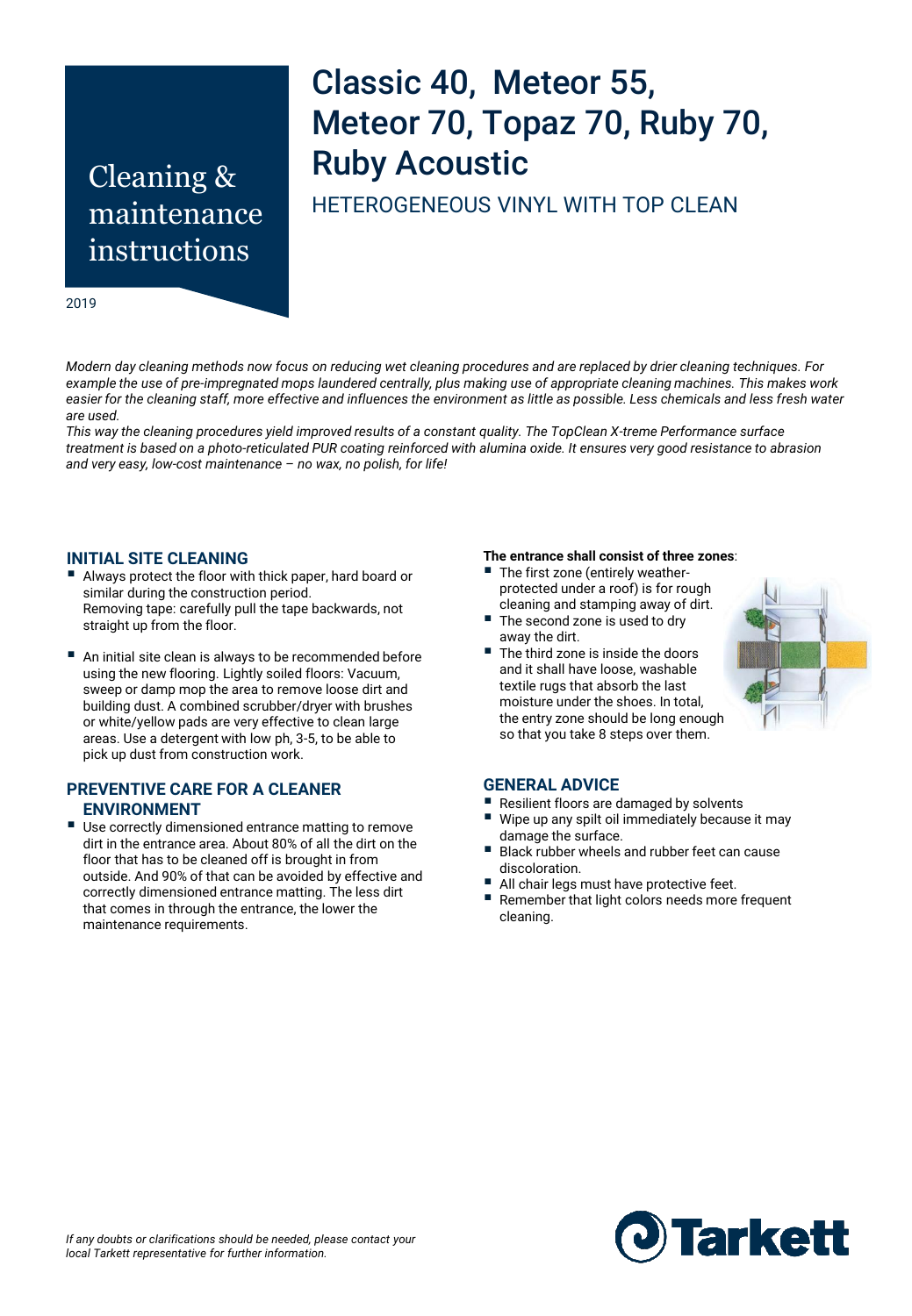# Cleaning & maintenance instructions

2019

# Classic 40, Meteor 55, Meteor 70, Topaz 70, Ruby 70, Ruby Acoustic

HETEROGENEOUS VINYL WITH TOP CLEAN

*Modern day cleaning methods now focus on reducing wet cleaning procedures and are replaced by drier cleaning techniques. For example the use of pre-impregnated mops laundered centrally, plus making use of appropriate cleaning machines. This makes work easier for the cleaning staff, more effective and influences the environment as little as possible. Less chemicals and less fresh water are used.*
*This way the cleaning procedures yield improved results of a constant quality. The TopClean X-treme Performance surface treatment is based on a photo-reticulated PUR coating reinforced with alumina oxide. It ensures very good resistance to abrasion and very easy, low-cost maintenance – no wax, no polish, for life!*

## INITIAL SITE CLEANING

- Always protect the floor with thick paper, hard board or similar during the construction period.
  Removing tape: carefully pull the tape backwards, not straight up from the floor.
- An initial site clean is always to be recommended before using the new flooring. Lightly soiled floors: Vacuum, sweep or damp mop the area to remove loose dirt and building dust. A combined scrubber/dryer with brushes or white/yellow pads are very effective to clean large areas. Use a detergent with low ph, 3-5, to be able to pick up dust from construction work.

## PREVENTIVE CARE FOR A CLEANER ENVIRONMENT

- Use correctly dimensioned entrance matting to remove dirt in the entrance area. About 80% of all the dirt on the floor that has to be cleaned off is brought in from outside. And 90% of that can be avoided by effective and correctly dimensioned entrance matting. The less dirt that comes in through the entrance, the lower the maintenance requirements.

**The entrance shall consist of three zones**:

- The first zone (entirely weather-protected under a roof) is for rough cleaning and stamping away of dirt.
- The second zone is used to dry away the dirt.
- The third zone is inside the doors and it shall have loose, washable textile rugs that absorb the last moisture under the shoes. In total, the entry zone should be long enough so that you take 8 steps over them.

## GENERAL ADVICE

- Resilient floors are damaged by solvents
- Wipe up any spilt oil immediately because it may damage the surface.
- Black rubber wheels and rubber feet can cause discoloration.
- All chair legs must have protective feet.
- Remember that light colors needs more frequent cleaning.

*If any doubts or clarifications should be needed, please contact your local Tarkett representative for further information.*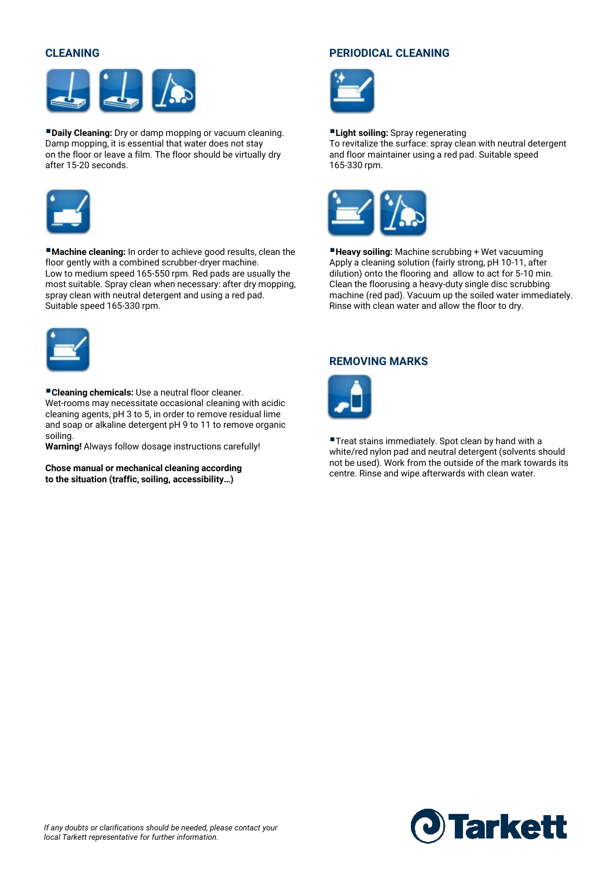## CLEANING

- **Daily Cleaning:** Dry or damp mopping or vacuum cleaning. Damp mopping, it is essential that water does not stay on the floor or leave a film. The floor should be virtually dry after 15-20 seconds.

- **Machine cleaning:** In order to achieve good results, clean the floor gently with a combined scrubber-dryer machine. Low to medium speed 165-550 rpm. Red pads are usually the most suitable. Spray clean when necessary: after dry mopping, spray clean with neutral detergent and using a red pad. Suitable speed 165-330 rpm.

- **Cleaning chemicals:** Use a neutral floor cleaner. Wet-rooms may necessitate occasional cleaning with acidic cleaning agents, pH 3 to 5, in order to remove residual lime and soap or alkaline detergent pH 9 to 11 to remove organic soiling.
**Warning!** Always follow dosage instructions carefully!

**Chose manual or mechanical cleaning according to the situation (traffic, soiling, accessibility…)**

## PERIODICAL CLEANING

- **Light soiling:** Spray regenerating
To revitalize the surface: spray clean with neutral detergent and floor maintainer using a red pad. Suitable speed 165-330 rpm.

- **Heavy soiling:** Machine scrubbing + Wet vacuuming
Apply a cleaning solution (fairly strong, pH 10-11, after dilution) onto the flooring and allow to act for 5-10 min. Clean the floorusing a heavy-duty single disc scrubbing machine (red pad). Vacuum up the soiled water immediately. Rinse with clean water and allow the floor to dry.

## REMOVING MARKS

- Treat stains immediately. Spot clean by hand with a white/red nylon pad and neutral detergent (solvents should not be used). Work from the outside of the mark towards its centre. Rinse and wipe afterwards with clean water.

*If any doubts or clarifications should be needed, please contact your local Tarkett representative for further information.*

Tarkett